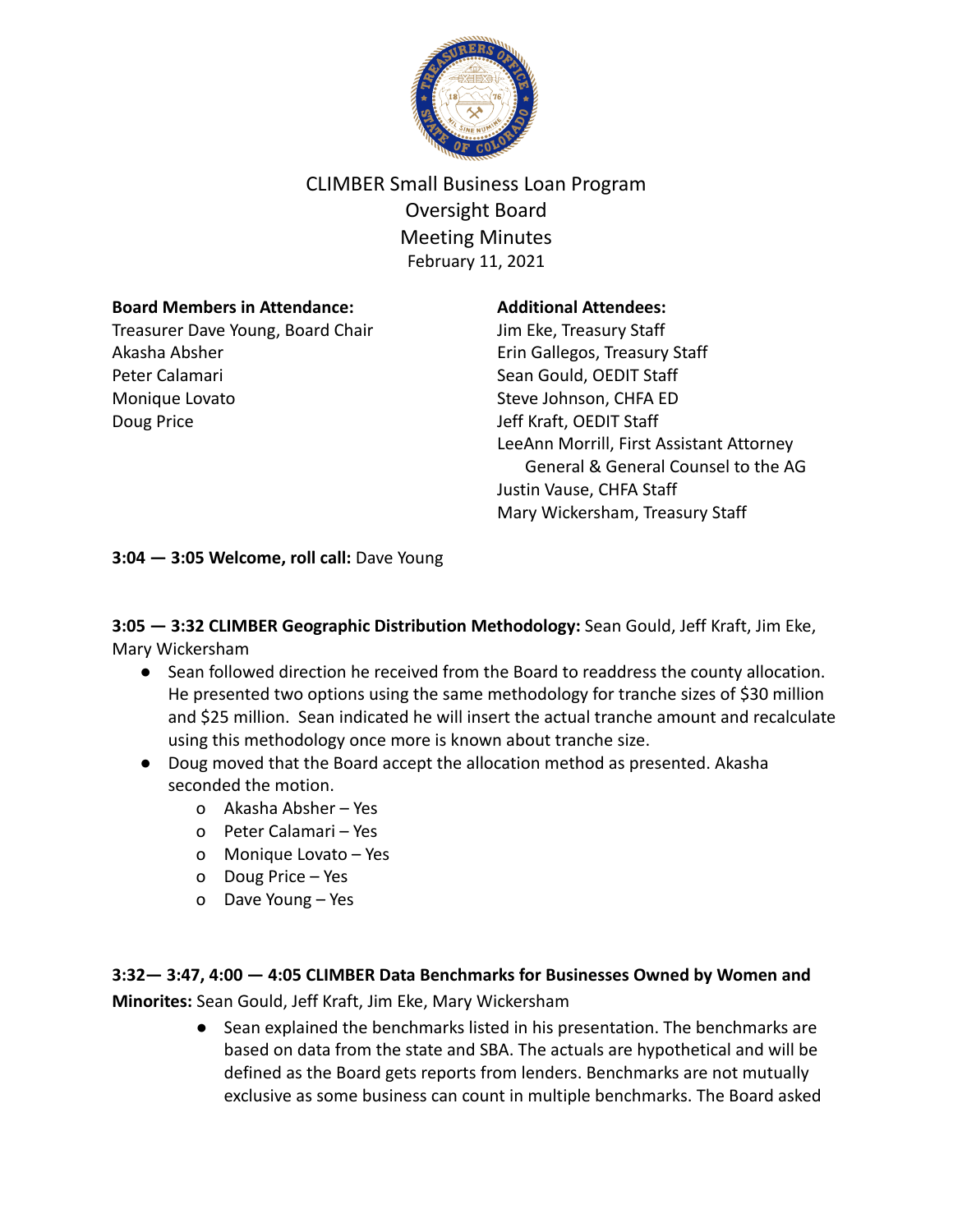# CLIMBER Small Business Loan Program
## Oversight Board
## Meeting Minutes
February 11, 2021

**Board Members in Attendance:**
Treasurer Dave Young, Board Chair
Akasha Absher
Peter Calamari
Monique Lovato
Doug Price

**Additional Attendees:**
Jim Eke, Treasury Staff
Erin Gallegos, Treasury Staff
Sean Gould, OEDIT Staff
Steve Johnson, CHFA ED
Jeff Kraft, OEDIT Staff
LeeAnn Morrill, First Assistant Attorney General & General Counsel to the AG
Justin Vause, CHFA Staff
Mary Wickersham, Treasury Staff

**3:04 — 3:05 Welcome, roll call:** Dave Young

**3:05 — 3:32 CLIMBER Geographic Distribution Methodology:** Sean Gould, Jeff Kraft, Jim Eke, Mary Wickersham

- Sean followed direction he received from the Board to readdress the county allocation. He presented two options using the same methodology for tranche sizes of $30 million and $25 million. Sean indicated he will insert the actual tranche amount and recalculate using this methodology once more is known about tranche size.
- Doug moved that the Board accept the allocation method as presented. Akasha seconded the motion.
    - Akasha Absher – Yes
    - Peter Calamari – Yes
    - Monique Lovato – Yes
    - Doug Price – Yes
    - Dave Young – Yes

**3:32— 3:47, 4:00 — 4:05 CLIMBER Data Benchmarks for Businesses Owned by Women and Minorites:** Sean Gould, Jeff Kraft, Jim Eke, Mary Wickersham

- Sean explained the benchmarks listed in his presentation. The benchmarks are based on data from the state and SBA. The actuals are hypothetical and will be defined as the Board gets reports from lenders. Benchmarks are not mutually exclusive as some business can count in multiple benchmarks. The Board asked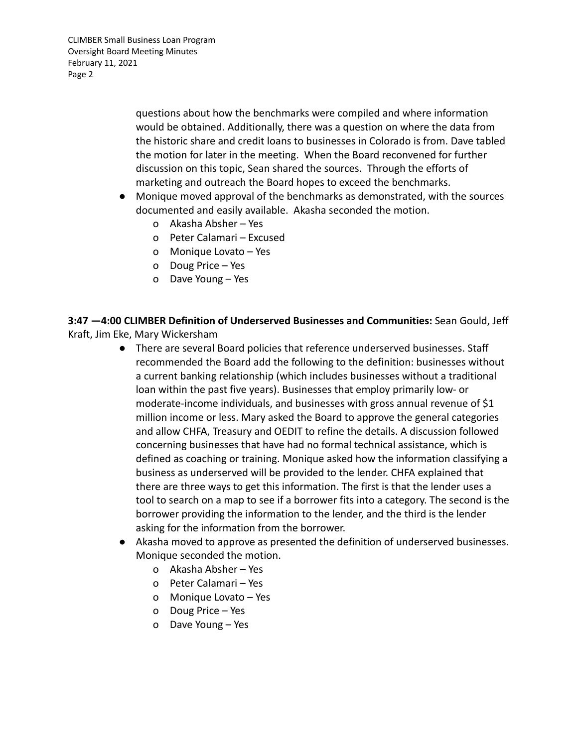questions about how the benchmarks were compiled and where information would be obtained. Additionally, there was a question on where the data from the historic share and credit loans to businesses in Colorado is from. Dave tabled the motion for later in the meeting. When the Board reconvened for further discussion on this topic, Sean shared the sources. Through the efforts of marketing and outreach the Board hopes to exceed the benchmarks.

- Monique moved approval of the benchmarks as demonstrated, with the sources documented and easily available. Akasha seconded the motion.
  - Akasha Absher – Yes
  - Peter Calamari – Excused
  - Monique Lovato – Yes
  - Doug Price – Yes
  - Dave Young – Yes

**3:47 —4:00 CLIMBER Definition of Underserved Businesses and Communities:** Sean Gould, Jeff Kraft, Jim Eke, Mary Wickersham

- There are several Board policies that reference underserved businesses. Staff recommended the Board add the following to the definition: businesses without a current banking relationship (which includes businesses without a traditional loan within the past five years). Businesses that employ primarily low- or moderate-income individuals, and businesses with gross annual revenue of $1 million income or less. Mary asked the Board to approve the general categories and allow CHFA, Treasury and OEDIT to refine the details. A discussion followed concerning businesses that have had no formal technical assistance, which is defined as coaching or training. Monique asked how the information classifying a business as underserved will be provided to the lender. CHFA explained that there are three ways to get this information. The first is that the lender uses a tool to search on a map to see if a borrower fits into a category. The second is the borrower providing the information to the lender, and the third is the lender asking for the information from the borrower.
- Akasha moved to approve as presented the definition of underserved businesses. Monique seconded the motion.
  - Akasha Absher – Yes
  - Peter Calamari – Yes
  - Monique Lovato – Yes
  - Doug Price – Yes
  - Dave Young – Yes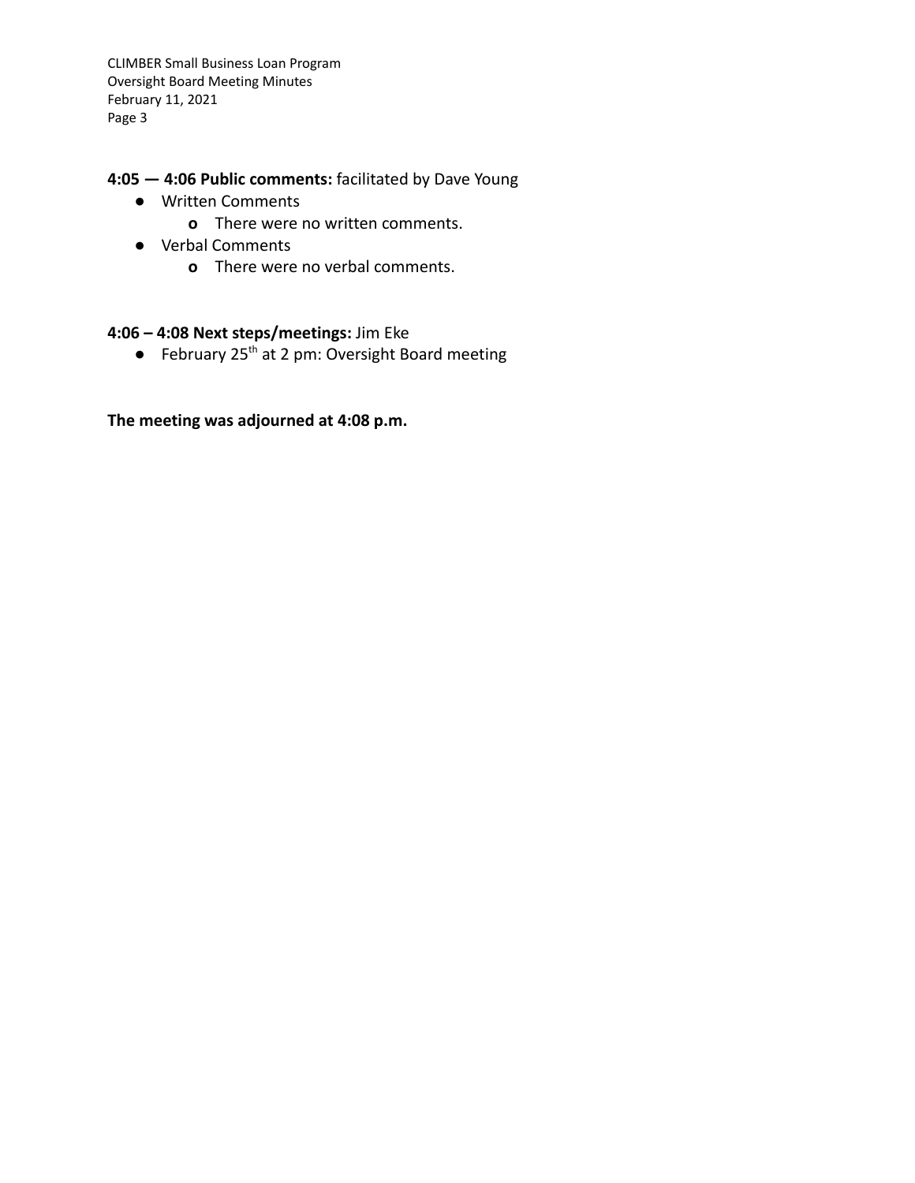**4:05 — 4:06 Public comments:** facilitated by Dave Young

- Written Comments
    - There were no written comments.
- Verbal Comments
    - There were no verbal comments.

**4:06 – 4:08 Next steps/meetings:** Jim Eke

- February 25th at 2 pm: Oversight Board meeting

**The meeting was adjourned at 4:08 p.m.**